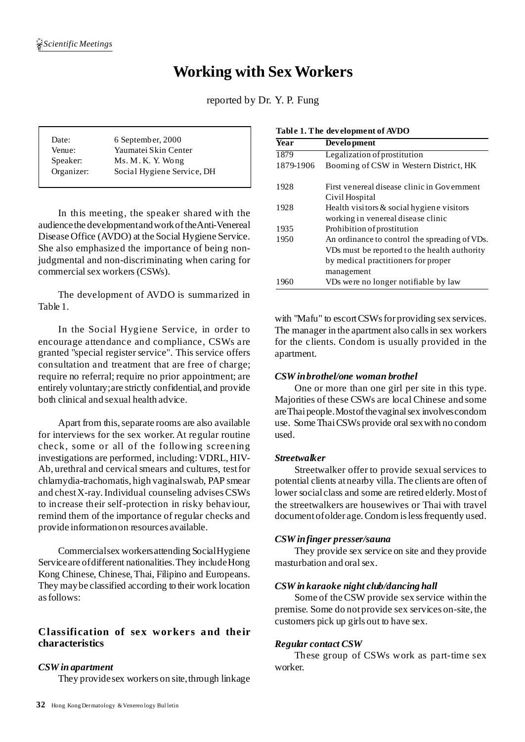# Working with Sex Workers

reported by Dr. Y. P. Fung

| | |
|---|---|
| Date: | 6 September, 2000 |
| Venue: | Yaumatei Skin Center |
| Speaker: | Ms. M. K. Y. Wong |
| Organizer: | Social Hygiene Service, DH |

In this meeting, the speaker shared with the audience the development and work of the Anti-Venereal Disease Office (AVDO) at the Social Hygiene Service. She also emphasized the importance of being non-judgmental and non-discriminating when caring for commercial sex workers (CSWs).

The development of AVDO is summarized in Table 1.

**Table 1. The development of AVDO**

| Year | Development |
|---|---|
| 1879 | Legalization of prostitution |
| 1879-1906 | Booming of CSW in Western District, HK |
| 1928 | First venereal disease clinic in Government Civil Hospital |
| 1928 | Health visitors & social hygiene visitors working in venereal disease clinic |
| 1935 | Prohibition of prostitution |
| 1950 | An ordinance to control the spreading of VDs. VDs must be reported to the health authority by medical practitioners for proper management |
| 1960 | VDs were no longer notifiable by law |

In the Social Hygiene Service, in order to encourage attendance and compliance, CSWs are granted "special register service". This service offers consultation and treatment that are free of charge; require no referral; require no prior appointment; are entirely voluntary; are strictly confidential, and provide both clinical and sexual health advice.

Apart from this, separate rooms are also available for interviews for the sex worker. At regular routine check, some or all of the following screening investigations are performed, including: VDRL, HIV-Ab, urethral and cervical smears and cultures, test for chlamydia-trachomatis, high vaginal swab, PAP smear and chest X-ray. Individual counseling advises CSWs to increase their self-protection in risky behaviour, remind them of the importance of regular checks and provide information on resources available.

Commercial sex workers attending Social Hygiene Service are of different nationalities. They include Hong Kong Chinese, Chinese, Thai, Filipino and Europeans. They may be classified according to their work location as follows:

## Classification of sex workers and their characteristics

### *CSW in apartment*

They provide sex workers on site, through linkage with "Mafu" to escort CSWs for providing sex services. The manager in the apartment also calls in sex workers for the clients. Condom is usually provided in the apartment.

### *CSW in brothel/one woman brothel*

One or more than one girl per site in this type. Majorities of these CSWs are local Chinese and some are Thai people. Most of the vaginal sex involves condom use. Some Thai CSWs provide oral sex with no condom used.

### *Streetwalker*

Streetwalker offer to provide sexual services to potential clients at nearby villa. The clients are often of lower social class and some are retired elderly. Most of the streetwalkers are housewives or Thai with travel document of older age. Condom is less frequently used.

### *CSW in finger presser/sauna*

They provide sex service on site and they provide masturbation and oral sex.

### *CSW in karaoke night club/dancing hall*

Some of the CSW provide sex service within the premise. Some do not provide sex services on-site, the customers pick up girls out to have sex.

### *Regular contact CSW*

These group of CSWs work as part-time sex worker.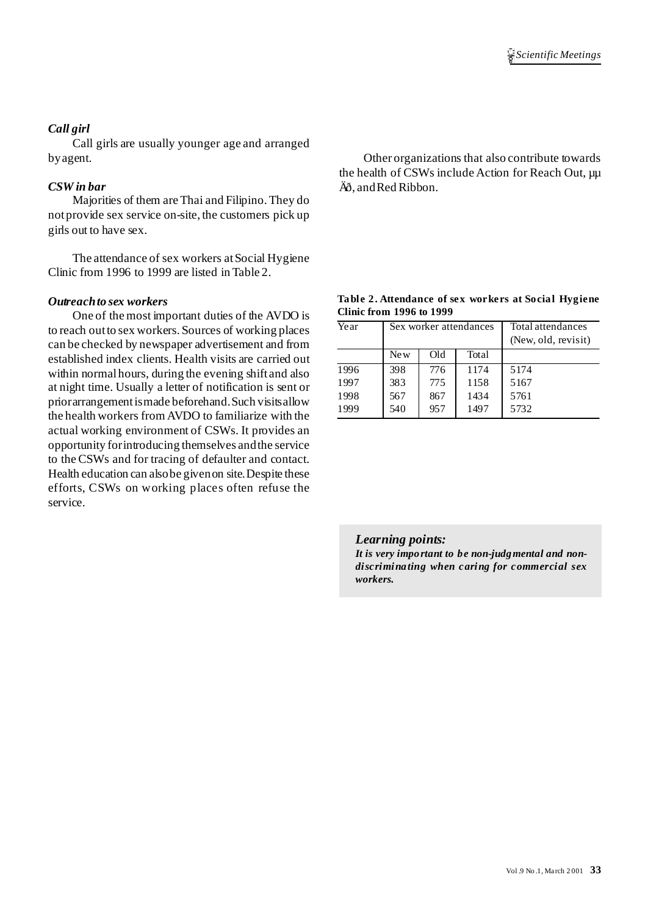### *Call girl*

Call girls are usually younger age and arranged by agent.

### *CSW in bar*

Majorities of them are Thai and Filipino. They do not provide sex service on-site, the customers pick up girls out to have sex.

The attendance of sex workers at Social Hygiene Clinic from 1996 to 1999 are listed in Table 2.

### *Outreach to sex workers*

One of the most important duties of the AVDO is to reach out to sex workers. Sources of working places can be checked by newspaper advertisement and from established index clients. Health visits are carried out within normal hours, during the evening shift and also at night time. Usually a letter of notification is sent or prior arrangement is made beforehand. Such visits allow the health workers from AVDO to familiarize with the actual working environment of CSWs. It provides an opportunity for introducing themselves and the service to the CSWs and for tracing of defaulter and contact. Health education can also be given on site. Despite these efforts, CSWs on working places often refuse the service.

Other organizations that also contribute towards the health of CSWs include Action for Reach Out, µµ Äð, and Red Ribbon.

**Table 2. Attendance of sex workers at Social Hygiene Clinic from 1996 to 1999**

| Year | Sex worker attendances | | | Total attendances (New, old, revisit) |
|---|---|---|---|---|
| | New | Old | Total | |
| 1996 | 398 | 776 | 1174 | 5174 |
| 1997 | 383 | 775 | 1158 | 5167 |
| 1998 | 567 | 867 | 1434 | 5761 |
| 1999 | 540 | 957 | 1497 | 5732 |

> ***Learning points:***
> ***It is very important to be non-judgmental and non-discriminating when caring for commercial sex workers.***